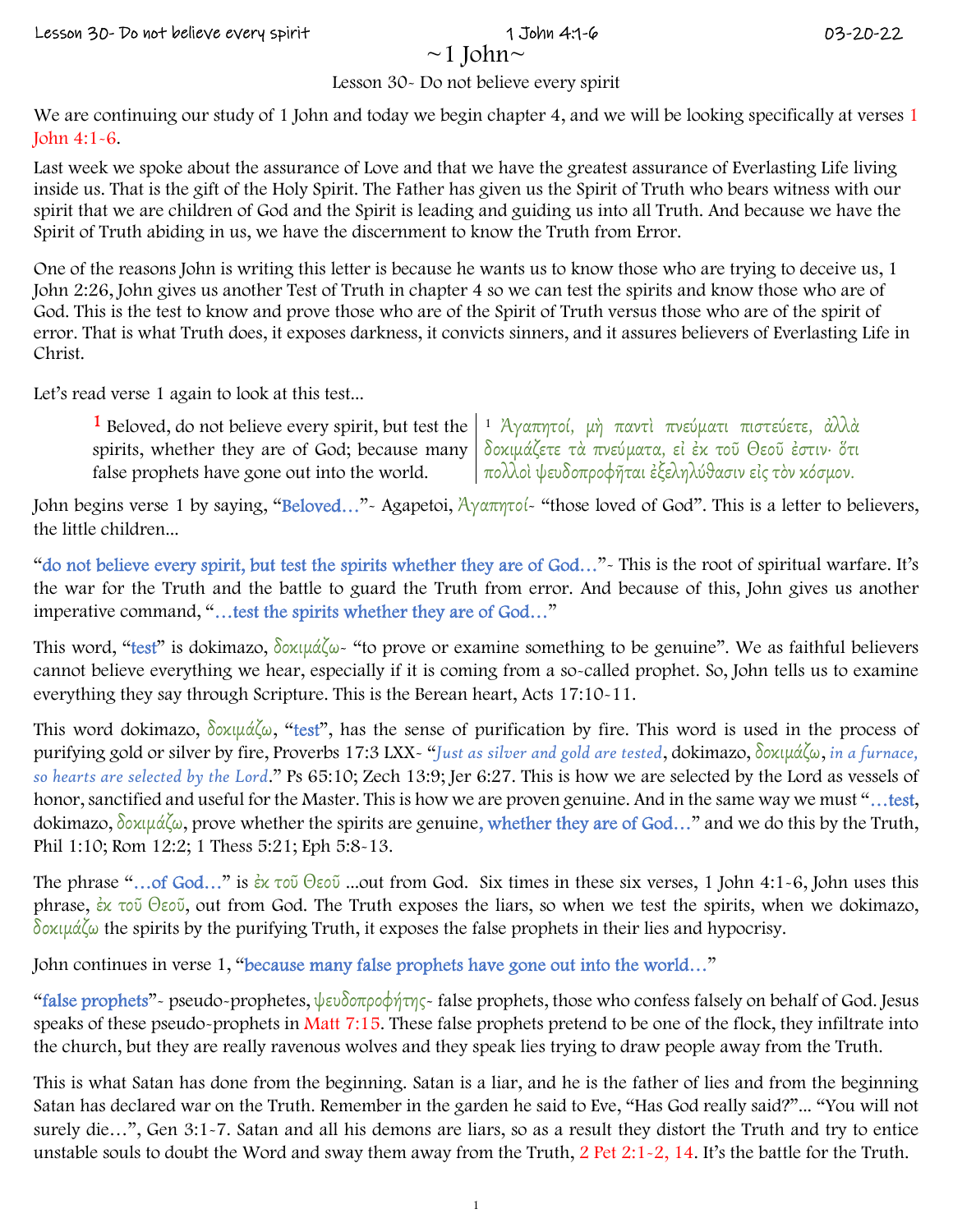# ~1 John~

## Lesson 30- Do not believe every spirit

We are continuing our study of 1 John and today we begin chapter 4, and we will be looking specifically at verses 1 John 4:1-6.

Last week we spoke about the assurance of Love and that we have the greatest assurance of Everlasting Life living inside us. That is the gift of the Holy Spirit. The Father has given us the Spirit of Truth who bears witness with our spirit that we are children of God and the Spirit is leading and guiding us into all Truth. And because we have the Spirit of Truth abiding in us, we have the discernment to know the Truth from Error.

One of the reasons John is writing this letter is because he wants us to know those who are trying to deceive us, 1 John 2:26, John gives us another Test of Truth in chapter 4 so we can test the spirits and know those who are of God. This is the test to know and prove those who are of the Spirit of Truth versus those who are of the spirit of error. That is what Truth does, it exposes darkness, it convicts sinners, and it assures believers of Everlasting Life in Christ.

Let's read verse 1 again to look at this test...

> [1] Beloved, do not believe every spirit, but test the spirits, whether they are of God; because many false prophets have gone out into the world.
>
> [1] Ἀγαπητοί, μὴ παντὶ πνεύματι πιστεύετε, ἀλλὰ δοκιμάζετε τὰ πνεύματα, εἰ ἐκ τοῦ Θεοῦ ἐστιν· ὅτι πολλοὶ ψευδοπροφῆται ἐξεληλύθασιν εἰς τὸν κόσμον.

John begins verse 1 by saying, "Beloved…"- Agapetoi, Ἀγαπητοί- "those loved of God". This is a letter to believers, the little children…

"do not believe every spirit, but test the spirits whether they are of God…"- This is the root of spiritual warfare. It's the war for the Truth and the battle to guard the Truth from error. And because of this, John gives us another imperative command, "…test the spirits whether they are of God…"

This word, "test" is dokimazo, δοκιμάζω- "to prove or examine something to be genuine". We as faithful believers cannot believe everything we hear, especially if it is coming from a so-called prophet. So, John tells us to examine everything they say through Scripture. This is the Berean heart, Acts 17:10-11.

This word dokimazo, δοκιμάζω, "test", has the sense of purification by fire. This word is used in the process of purifying gold or silver by fire, Proverbs 17:3 LXX- "*Just as silver and gold are tested*, dokimazo, δοκιμάζω, *in a furnace, so hearts are selected by the Lord*." Ps 65:10; Zech 13:9; Jer 6:27. This is how we are selected by the Lord as vessels of honor, sanctified and useful for the Master. This is how we are proven genuine. And in the same way we must "…test, dokimazo, δοκιμάζω, prove whether the spirits are genuine, whether they are of God…" and we do this by the Truth, Phil 1:10; Rom 12:2; 1 Thess 5:21; Eph 5:8-13.

The phrase "…of God…" is ἐκ τοῦ Θεοῦ ...out from God. Six times in these six verses, 1 John 4:1-6, John uses this phrase, ἐκ τοῦ Θεοῦ, out from God. The Truth exposes the liars, so when we test the spirits, when we dokimazo, δοκιμάζω the spirits by the purifying Truth, it exposes the false prophets in their lies and hypocrisy.

John continues in verse 1, "because many false prophets have gone out into the world…"

"false prophets"- pseudo-prophetes, ψευδοπροφήτης- false prophets, those who confess falsely on behalf of God. Jesus speaks of these pseudo-prophets in Matt 7:15. These false prophets pretend to be one of the flock, they infiltrate into the church, but they are really ravenous wolves and they speak lies trying to draw people away from the Truth.

This is what Satan has done from the beginning. Satan is a liar, and he is the father of lies and from the beginning Satan has declared war on the Truth. Remember in the garden he said to Eve, "Has God really said?"… "You will not surely die…", Gen 3:1-7. Satan and all his demons are liars, so as a result they distort the Truth and try to entice unstable souls to doubt the Word and sway them away from the Truth, 2 Pet 2:1-2, 14. It's the battle for the Truth.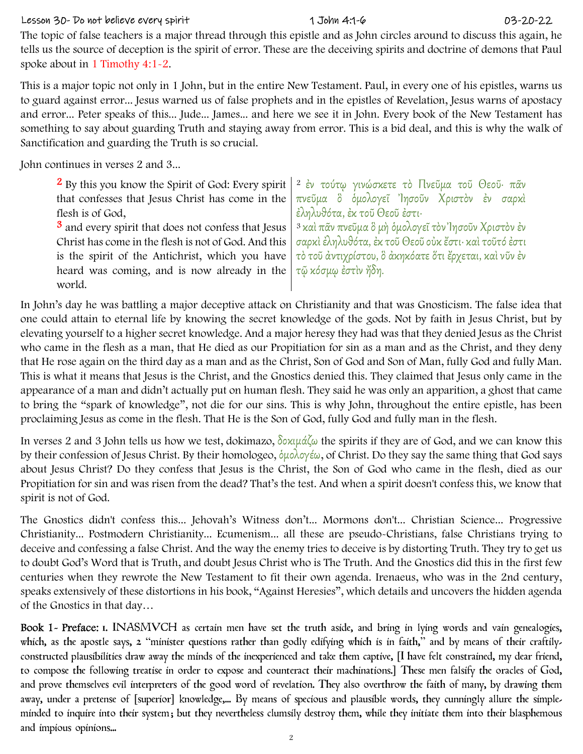The topic of false teachers is a major thread through this epistle and as John circles around to discuss this again, he tells us the source of deception is the spirit of error. These are the deceiving spirits and doctrine of demons that Paul spoke about in 1 Timothy 4:1-2.

This is a major topic not only in 1 John, but in the entire New Testament. Paul, in every one of his epistles, warns us to guard against error… Jesus warned us of false prophets and in the epistles of Revelation, Jesus warns of apostacy and error… Peter speaks of this… Jude… James… and here we see it in John. Every book of the New Testament has something to say about guarding Truth and staying away from error. This is a bid deal, and this is why the walk of Sanctification and guarding the Truth is so crucial.

John continues in verses 2 and 3…

| | |
|---|---|
| **2** By this you know the Spirit of God: Every spirit that confesses that Jesus Christ has come in the flesh is of God, **3** and every spirit that does not confess that Jesus Christ has come in the flesh is not of God. And this is the spirit of the Antichrist, which you have heard was coming, and is now already in the world. | 2 ἐν τούτῳ γινώσκετε τὸ Πνεῦμα τοῦ Θεοῦ· πᾶν πνεῦμα ὃ ὁμολογεῖ Ἰησοῦν Χριστὸν ἐν σαρκὶ ἐληλυθότα, ἐκ τοῦ Θεοῦ ἐστι· 3 καὶ πᾶν πνεῦμα ὃ μὴ ὁμολογεῖ τὸν Ἰησοῦν Χριστὸν ἐν σαρκὶ ἐληλυθότα, ἐκ τοῦ Θεοῦ οὐκ ἔστι· καὶ τοῦτό ἐστι τὸ τοῦ ἀντιχρίστου, ὃ ἀκηκόατε ὅτι ἔρχεται, καὶ νῦν ἐν τῷ κόσμῳ ἐστὶν ἤδη. |

In John's day he was battling a major deceptive attack on Christianity and that was Gnosticism. The false idea that one could attain to eternal life by knowing the secret knowledge of the gods. Not by faith in Jesus Christ, but by elevating yourself to a higher secret knowledge. And a major heresy they had was that they denied Jesus as the Christ who came in the flesh as a man, that He died as our Propitiation for sin as a man and as the Christ, and they deny that He rose again on the third day as a man and as the Christ, Son of God and Son of Man, fully God and fully Man. This is what it means that Jesus is the Christ, and the Gnostics denied this. They claimed that Jesus only came in the appearance of a man and didn't actually put on human flesh. They said he was only an apparition, a ghost that came to bring the "spark of knowledge", not die for our sins. This is why John, throughout the entire epistle, has been proclaiming Jesus as come in the flesh. That He is the Son of God, fully God and fully man in the flesh.

In verses 2 and 3 John tells us how we test, dokimazo, δοκιμάζω the spirits if they are of God, and we can know this by their confession of Jesus Christ. By their homologeo, ὁμολογέω, of Christ. Do they say the same thing that God says about Jesus Christ? Do they confess that Jesus is the Christ, the Son of God who came in the flesh, died as our Propitiation for sin and was risen from the dead? That's the test. And when a spirit doesn't confess this, we know that spirit is not of God.

The Gnostics didn't confess this… Jehovah's Witness don't… Mormons don't… Christian Science… Progressive Christianity… Postmodern Christianity… Ecumenism… all these are pseudo-Christians, false Christians trying to deceive and confessing a false Christ. And the way the enemy tries to deceive is by distorting Truth. They try to get us to doubt God's Word that is Truth, and doubt Jesus Christ who is The Truth. And the Gnostics did this in the first few centuries when they rewrote the New Testament to fit their own agenda. Irenaeus, who was in the 2nd century, speaks extensively of these distortions in his book, "Against Heresies", which details and uncovers the hidden agenda of the Gnostics in that day…

**Book 1- Preface:** 1. INASMVCH as certain men have set the truth aside, and bring in lying words and vain genealogies, which, as the apostle says, 2 "minister questions rather than godly edifying which is in faith," and by means of their craftily-constructed plausibilities draw away the minds of the inexperienced and take them captive, [I have felt constrained, my dear friend, to compose the following treatise in order to expose and counteract their machinations.] These men falsify the oracles of God, and prove themselves evil interpreters of the good word of revelation. They also overthrow the faith of many, by drawing them away, under a pretense of [superior] knowledge,… By means of specious and plausible words, they cunningly allure the simple-minded to inquire into their system; but they nevertheless clumsily destroy them, while they initiate them into their blasphemous and impious opinions…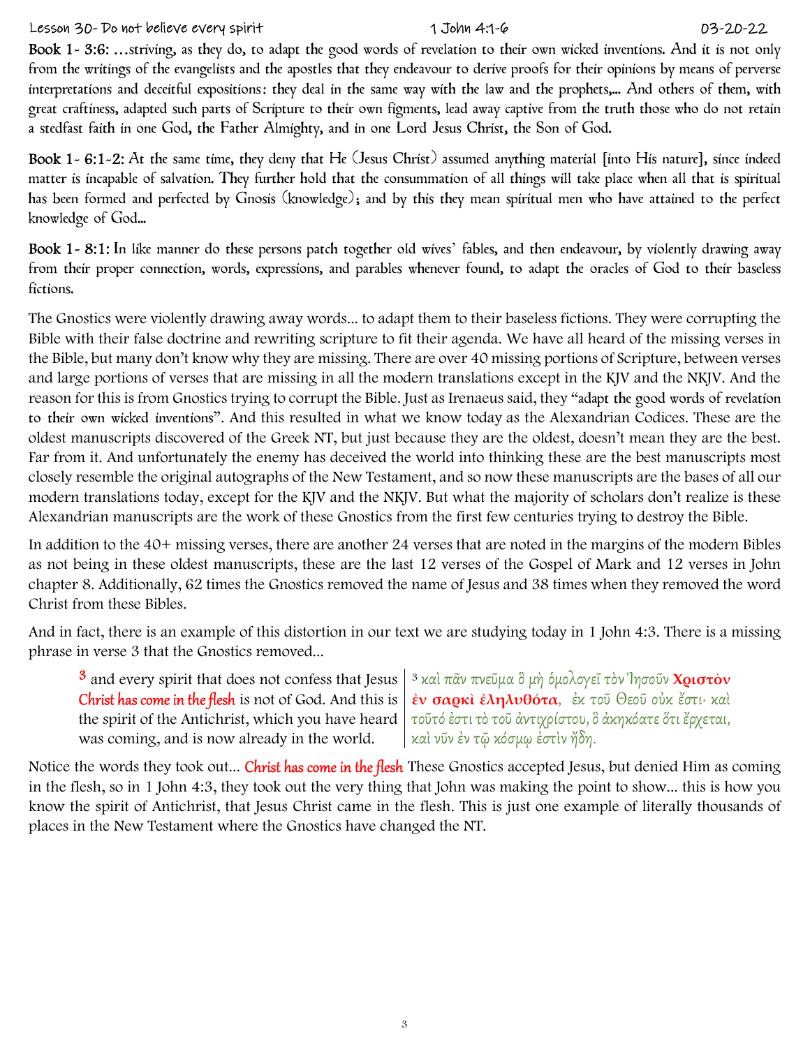**Book 1- 3:6:** …striving, as they do, to adapt the good words of revelation to their own wicked inventions. And it is not only from the writings of the evangelists and the apostles that they endeavour to derive proofs for their opinions by means of perverse interpretations and deceitful expositions: they deal in the same way with the law and the prophets,… And others of them, with great craftiness, adapted such parts of Scripture to their own figments, lead away captive from the truth those who do not retain a stedfast faith in one God, the Father Almighty, and in one Lord Jesus Christ, the Son of God.

**Book 1- 6:1-2:** At the same time, they deny that He (Jesus Christ) assumed anything material [into His nature], since indeed matter is incapable of salvation. They further hold that the consummation of all things will take place when all that is spiritual has been formed and perfected by Gnosis (knowledge); and by this they mean spiritual men who have attained to the perfect knowledge of God…

**Book 1- 8:1:** In like manner do these persons patch together old wives' fables, and then endeavour, by violently drawing away from their proper connection, words, expressions, and parables whenever found, to adapt the oracles of God to their baseless fictions.

The Gnostics were violently drawing away words… to adapt them to their baseless fictions. They were corrupting the Bible with their false doctrine and rewriting scripture to fit their agenda. We have all heard of the missing verses in the Bible, but many don't know why they are missing. There are over 40 missing portions of Scripture, between verses and large portions of verses that are missing in all the modern translations except in the KJV and the NKJV. And the reason for this is from Gnostics trying to corrupt the Bible. Just as Irenaeus said, they "adapt the good words of revelation to their own wicked inventions". And this resulted in what we know today as the Alexandrian Codices. These are the oldest manuscripts discovered of the Greek NT, but just because they are the oldest, doesn't mean they are the best. Far from it. And unfortunately the enemy has deceived the world into thinking these are the best manuscripts most closely resemble the original autographs of the New Testament, and so now these manuscripts are the bases of all our modern translations today, except for the KJV and the NKJV. But what the majority of scholars don't realize is these Alexandrian manuscripts are the work of these Gnostics from the first few centuries trying to destroy the Bible.

In addition to the 40+ missing verses, there are another 24 verses that are noted in the margins of the modern Bibles as not being in these oldest manuscripts, these are the last 12 verses of the Gospel of Mark and 12 verses in John chapter 8. Additionally, 62 times the Gnostics removed the name of Jesus and 38 times when they removed the word Christ from these Bibles.

And in fact, there is an example of this distortion in our text we are studying today in 1 John 4:3. There is a missing phrase in verse 3 that the Gnostics removed…

| | |
|---|---|
| 3 and every spirit that does not confess that Jesus **Christ has come in the flesh** is not of God. And this is the spirit of the Antichrist, which you have heard was coming, and is now already in the world. | 3 καὶ πᾶν πνεῦμα ὃ μὴ ὁμολογεῖ τὸν Ἰησοῦν **Χριστὸν ἐν σαρκὶ ἐληλυθότα**, ἐκ τοῦ Θεοῦ οὐκ ἔστι· καὶ τοῦτό ἐστι τὸ τοῦ ἀντιχρίστου, ὃ ἀκηκόατε ὅτι ἔρχεται, καὶ νῦν ἐν τῷ κόσμῳ ἐστὶν ἤδη. |

Notice the words they took out… **Christ has come in the flesh** These Gnostics accepted Jesus, but denied Him as coming in the flesh, so in 1 John 4:3, they took out the very thing that John was making the point to show… this is how you know the spirit of Antichrist, that Jesus Christ came in the flesh. This is just one example of literally thousands of places in the New Testament where the Gnostics have changed the NT.